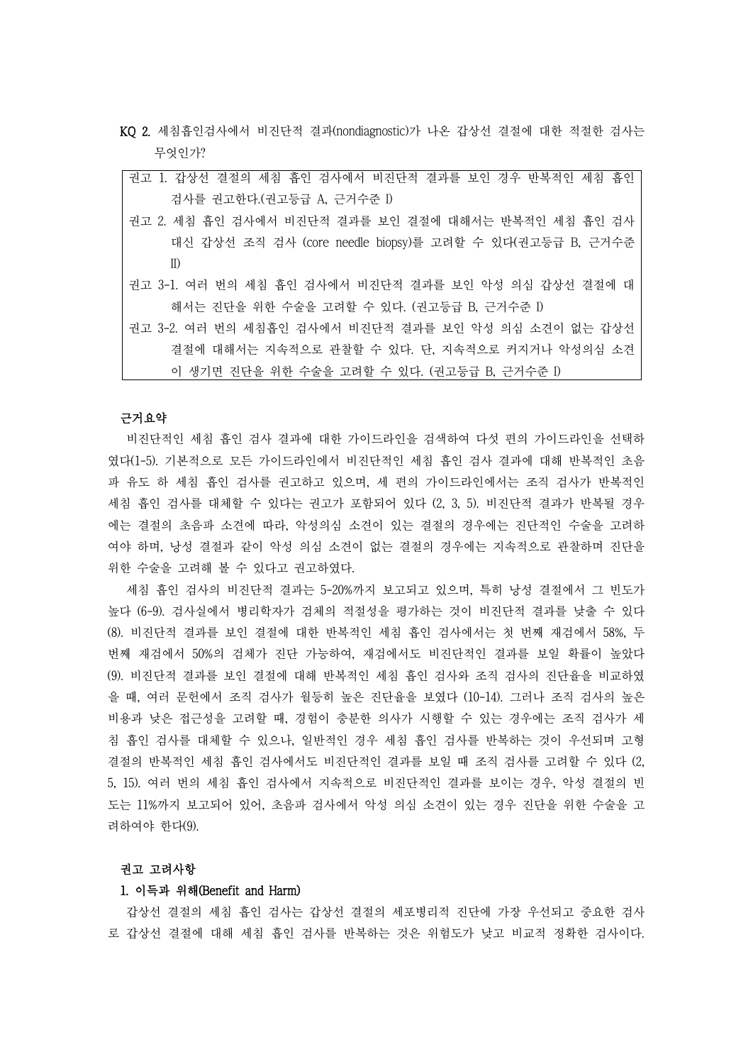KQ 2. 세침흡인검사에서 비진단적 결과(nondiagnostic)가 나온 갑상선 결절에 대한 적절한 검사는 무엇인가?

| 권고 1. 갑상선 결절의 세침 흡인 검사에서 비진단적 결과를 보인 경우 반복적인 세침 흡인 검사를 권고한다.(권고등급 A, 근거수준 I)<br>권고 2. 세침 흡인 검사에서 비진단적 결과를 보인 결절에 대해서는 반복적인 세침 흡인 검사 대신 갑상선 조직 검사 (core needle biopsy)를 고려할 수 있다(권고등급 B, 근거수준 II)<br>권고 3-1. 여러 번의 세침 흡인 검사에서 비진단적 결과를 보인 악성 의심 갑상선 결절에 대해서는 진단을 위한 수술을 고려할 수 있다. (권고등급 B, 근거수준 I)<br>권고 3-2. 여러 번의 세침흡인 검사에서 비진단적 결과를 보인 악성 의심 소견이 없는 갑상선 결절에 대해서는 지속적으로 관찰할 수 있다. 단, 지속적으로 커지거나 악성의심 소견이 생기면 진단을 위한 수술을 고려할 수 있다. (권고등급 B, 근거수준 I) |
|---|

**근거요약**

비진단적인 세침 흡인 검사 결과에 대한 가이드라인을 검색하여 다섯 편의 가이드라인을 선택하였다(1-5). 기본적으로 모든 가이드라인에서 비진단적인 세침 흡인 검사 결과에 대해 반복적인 초음파 유도 하 세침 흡인 검사를 권고하고 있으며, 세 편의 가이드라인에서는 조직 검사가 반복적인 세침 흡인 검사를 대체할 수 있다는 권고가 포함되어 있다 (2, 3, 5). 비진단적 결과가 반복될 경우에는 결절의 초음파 소견에 따라, 악성의심 소견이 있는 결절의 경우에는 진단적인 수술을 고려하여야 하며, 낭성 결절과 같이 악성 의심 소견이 없는 결절의 경우에는 지속적으로 관찰하며 진단을 위한 수술을 고려해 볼 수 있다고 권고하였다.

세침 흡인 검사의 비진단적 결과는 5-20%까지 보고되고 있으며, 특히 낭성 결절에서 그 빈도가 높다 (6-9). 검사실에서 병리학자가 검체의 적절성을 평가하는 것이 비진단적 결과를 낮출 수 있다 (8). 비진단적 결과를 보인 결절에 대한 반복적인 세침 흡인 검사에서는 첫 번째 재검에서 58%, 두 번째 재검에서 50%의 검체가 진단 가능하여, 재검에서도 비진단적인 결과를 보일 확률이 높았다 (9). 비진단적 결과를 보인 결절에 대해 반복적인 세침 흡인 검사와 조직 검사의 진단율을 비교하였을 때, 여러 문헌에서 조직 검사가 월등히 높은 진단율을 보였다 (10-14). 그러나 조직 검사의 높은 비용과 낮은 접근성을 고려할 때, 경험이 충분한 의사가 시행할 수 있는 경우에는 조직 검사가 세침 흡인 검사를 대체할 수 있으나, 일반적인 경우 세침 흡인 검사를 반복하는 것이 우선되며 고형 결절의 반복적인 세침 흡인 검사에서도 비진단적인 결과를 보일 때 조직 검사를 고려할 수 있다 (2, 5, 15). 여러 번의 세침 흡인 검사에서 지속적으로 비진단적인 결과를 보이는 경우, 악성 결절의 빈도는 11%까지 보고되어 있어, 초음파 검사에서 악성 의심 소견이 있는 경우 진단을 위한 수술을 고려하여야 한다(9).

**권고 고려사항**

**1. 이득과 위해(Benefit and Harm)**

갑상선 결절의 세침 흡인 검사는 갑상선 결절의 세포병리적 진단에 가장 우선되고 중요한 검사로 갑상선 결절에 대해 세침 흡인 검사를 반복하는 것은 위험도가 낮고 비교적 정확한 검사이다.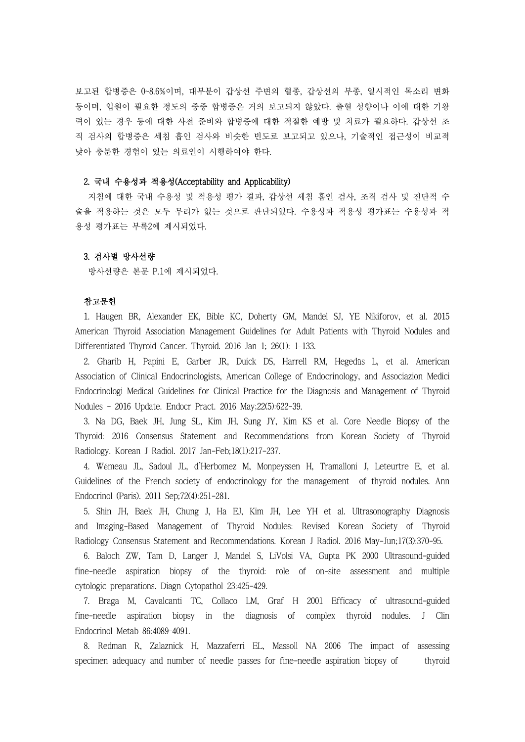보고된 합병증은 0~8.6%이며, 대부분이 갑상선 주변의 혈종, 갑상선의 부종, 일시적인 목소리 변화 등이며, 입원이 필요한 정도의 중증 합병증은 거의 보고되지 않았다. 출혈 성향이나 이에 대한 기왕력이 있는 경우 등에 대한 사전 준비와 합병증에 대한 적절한 예방 및 치료가 필요하다. 갑상선 조직 검사의 합병증은 세침 흡인 검사와 비슷한 빈도로 보고되고 있으나, 기술적인 접근성이 비교적 낮아 충분한 경험이 있는 의료인이 시행하여야 한다.

### 2. 국내 수용성과 적용성(Acceptability and Applicability)

지침에 대한 국내 수용성 및 적용성 평가 결과, 갑상선 세침 흡인 검사, 조직 검사 및 진단적 수술을 적용하는 것은 모두 무리가 없는 것으로 판단되었다. 수용성과 적용성 평가표는 수용성과 적용성 평가표는 부록2에 제시되었다.

### 3. 검사별 방사선량

방사선량은 본문 P.1에 제시되었다.

### 참고문헌

1. Haugen BR, Alexander EK, Bible KC, Doherty GM, Mandel SJ, YE Nikiforov, et al. 2015 American Thyroid Association Management Guidelines for Adult Patients with Thyroid Nodules and Differentiated Thyroid Cancer. Thyroid. 2016 Jan 1; 26(1): 1-133.
2. Gharib H, Papini E, Garber JR, Duick DS, Harrell RM, Hegedüs L, et al. American Association of Clinical Endocrinologists, American College of Endocrinology, and Associazion Medici Endocrinologi Medical Guidelines for Clinical Practice for the Diagnosis and Management of Thyroid Nodules - 2016 Update. Endocr Pract. 2016 May;22(5):622-39.
3. Na DG, Baek JH, Jung SL, Kim JH, Sung JY, Kim KS et al. Core Needle Biopsy of the Thyroid: 2016 Consensus Statement and Recommendations from Korean Society of Thyroid Radiology. Korean J Radiol. 2017 Jan-Feb;18(1):217-237.
4. Wémeau JL, Sadoul JL, d'Herbomez M, Monpeyssen H, Tramalloni J, Leteurtre E, et al. Guidelines of the French society of endocrinology for the management of thyroid nodules. Ann Endocrinol (Paris). 2011 Sep;72(4):251-281.
5. Shin JH, Baek JH, Chung J, Ha EJ, Kim JH, Lee YH et al. Ultrasonography Diagnosis and Imaging-Based Management of Thyroid Nodules: Revised Korean Society of Thyroid Radiology Consensus Statement and Recommendations. Korean J Radiol. 2016 May-Jun;17(3):370-95.
6. Baloch ZW, Tam D, Langer J, Mandel S, LiVolsi VA, Gupta PK 2000 Ultrasound-guided fine-needle aspiration biopsy of the thyroid: role of on-site assessment and multiple cytologic preparations. Diagn Cytopathol 23:425-429.
7. Braga M, Cavalcanti TC, Collaco LM, Graf H 2001 Efficacy of ultrasound-guided fine-needle aspiration biopsy in the diagnosis of complex thyroid nodules. J Clin Endocrinol Metab 86:4089-4091.
8. Redman R, Zalaznick H, Mazzaferri EL, Massoll NA 2006 The impact of assessing specimen adequacy and number of needle passes for fine-needle aspiration biopsy of thyroid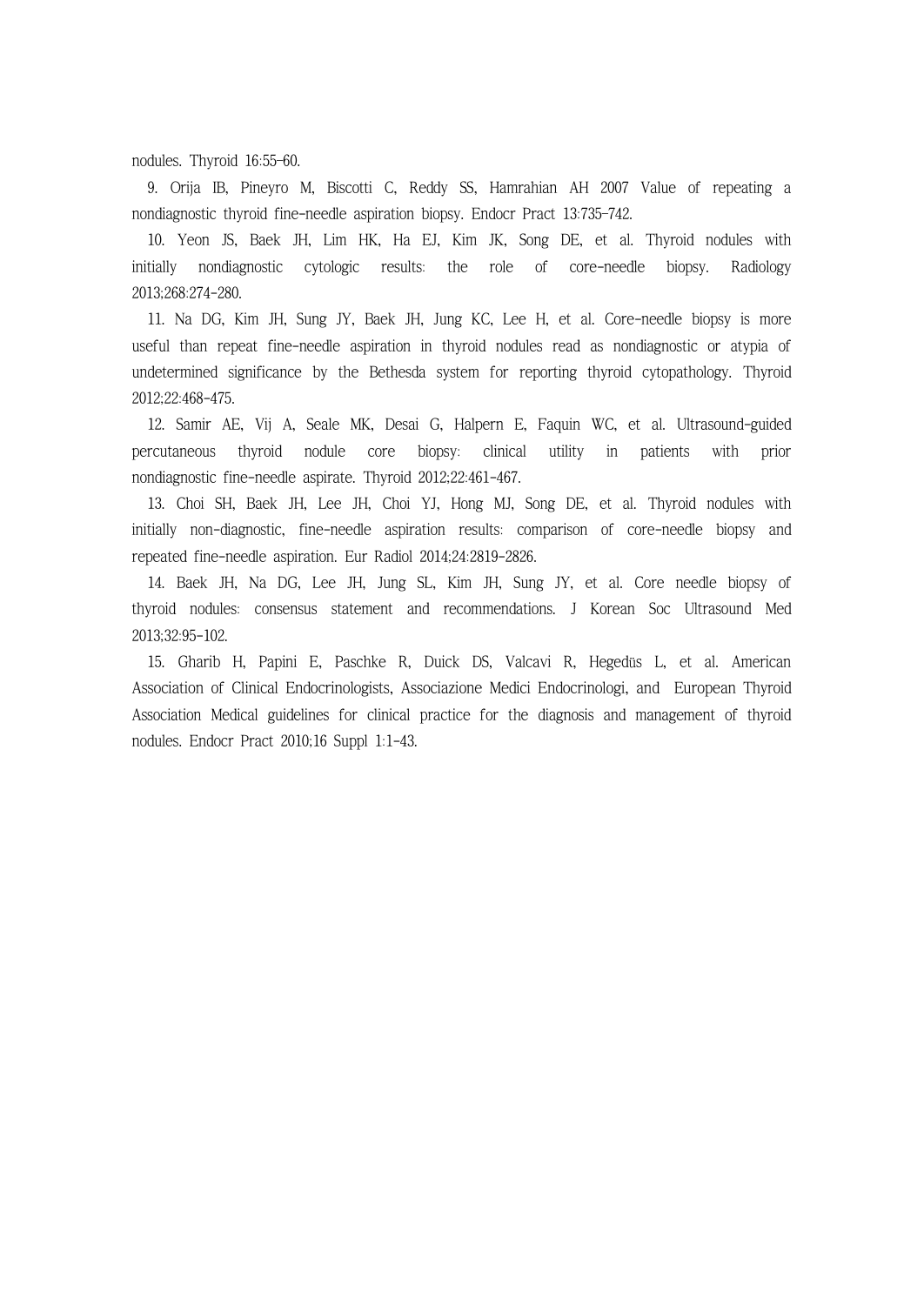nodules. Thyroid 16:55–60.

9. Orija IB, Pineyro M, Biscotti C, Reddy SS, Hamrahian AH 2007 Value of repeating a nondiagnostic thyroid fine-needle aspiration biopsy. Endocr Pract 13:735–742.

10. Yeon JS, Baek JH, Lim HK, Ha EJ, Kim JK, Song DE, et al. Thyroid nodules with initially nondiagnostic cytologic results: the role of core-needle biopsy. Radiology 2013;268:274–280.

11. Na DG, Kim JH, Sung JY, Baek JH, Jung KC, Lee H, et al. Core-needle biopsy is more useful than repeat fine-needle aspiration in thyroid nodules read as nondiagnostic or atypia of undetermined significance by the Bethesda system for reporting thyroid cytopathology. Thyroid 2012;22:468–475.

12. Samir AE, Vij A, Seale MK, Desai G, Halpern E, Faquin WC, et al. Ultrasound-guided percutaneous thyroid nodule core biopsy: clinical utility in patients with prior nondiagnostic fine-needle aspirate. Thyroid 2012;22:461–467.

13. Choi SH, Baek JH, Lee JH, Choi YJ, Hong MJ, Song DE, et al. Thyroid nodules with initially non-diagnostic, fine-needle aspiration results: comparison of core-needle biopsy and repeated fine-needle aspiration. Eur Radiol 2014;24:2819–2826.

14. Baek JH, Na DG, Lee JH, Jung SL, Kim JH, Sung JY, et al. Core needle biopsy of thyroid nodules: consensus statement and recommendations. J Korean Soc Ultrasound Med 2013;32:95–102.

15. Gharib H, Papini E, Paschke R, Duick DS, Valcavi R, Hegedüs L, et al. American Association of Clinical Endocrinologists, Associazione Medici Endocrinologi, and European Thyroid Association Medical guidelines for clinical practice for the diagnosis and management of thyroid nodules. Endocr Pract 2010;16 Suppl 1:1–43.